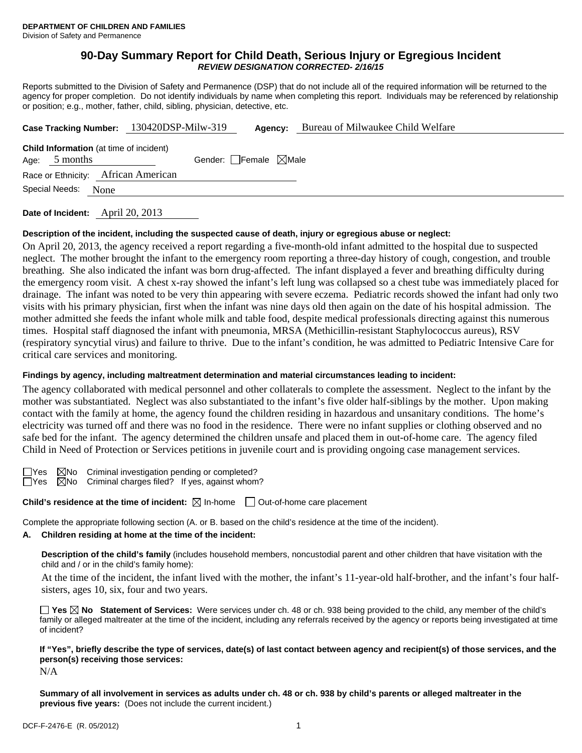**DEPARTMENT OF CHILDREN AND FAMILIES**
Division of Safety and Permanence

# 90-Day Summary Report for Child Death, Serious Injury or Egregious Incident

***REVIEW DESIGNATION CORRECTED- 2/16/15***

Reports submitted to the Division of Safety and Permanence (DSP) that do not include all of the required information will be returned to the agency for proper completion. Do not identify individuals by name when completing this report. Individuals may be referenced by relationship or position; e.g., mother, father, child, sibling, physician, detective, etc.

**Case Tracking Number:** 130420DSP-Milw-319 **Agency:** Bureau of Milwaukee Child Welfare

**Child Information** (at time of incident)
Age: 5 months Gender: ☐ Female ☒ Male
Race or Ethnicity: African American
Special Needs: None

**Date of Incident:** April 20, 2013

**Description of the incident, including the suspected cause of death, injury or egregious abuse or neglect:**

On April 20, 2013, the agency received a report regarding a five-month-old infant admitted to the hospital due to suspected neglect. The mother brought the infant to the emergency room reporting a three-day history of cough, congestion, and trouble breathing. She also indicated the infant was born drug-affected. The infant displayed a fever and breathing difficulty during the emergency room visit. A chest x-ray showed the infant's left lung was collapsed so a chest tube was immediately placed for drainage. The infant was noted to be very thin appearing with severe eczema. Pediatric records showed the infant had only two visits with his primary physician, first when the infant was nine days old then again on the date of his hospital admission. The mother admitted she feeds the infant whole milk and table food, despite medical professionals directing against this numerous times. Hospital staff diagnosed the infant with pneumonia, MRSA (Methicillin-resistant Staphylococcus aureus), RSV (respiratory syncytial virus) and failure to thrive. Due to the infant's condition, he was admitted to Pediatric Intensive Care for critical care services and monitoring.

**Findings by agency, including maltreatment determination and material circumstances leading to incident:**

The agency collaborated with medical personnel and other collaterals to complete the assessment. Neglect to the infant by the mother was substantiated. Neglect was also substantiated to the infant's five older half-siblings by the mother. Upon making contact with the family at home, the agency found the children residing in hazardous and unsanitary conditions. The home's electricity was turned off and there was no food in the residence. There were no infant supplies or clothing observed and no safe bed for the infant. The agency determined the children unsafe and placed them in out-of-home care. The agency filed Child in Need of Protection or Services petitions in juvenile court and is providing ongoing case management services.

☐ Yes ☒ No Criminal investigation pending or completed?
☐ Yes ☒ No Criminal charges filed? If yes, against whom?

**Child's residence at the time of incident:** ☒ In-home ☐ Out-of-home care placement

Complete the appropriate following section (A. or B. based on the child's residence at the time of the incident).

**A. Children residing at home at the time of the incident:**

**Description of the child's family** (includes household members, noncustodial parent and other children that have visitation with the child and / or in the child's family home):

At the time of the incident, the infant lived with the mother, the infant's 11-year-old half-brother, and the infant's four half-sisters, ages 10, six, four and two years.

☐ **Yes** ☒ **No Statement of Services:** Were services under ch. 48 or ch. 938 being provided to the child, any member of the child's family or alleged maltreater at the time of the incident, including any referrals received by the agency or reports being investigated at time of incident?

**If "Yes", briefly describe the type of services, date(s) of last contact between agency and recipient(s) of those services, and the person(s) receiving those services:**

N/A

**Summary of all involvement in services as adults under ch. 48 or ch. 938 by child's parents or alleged maltreater in the previous five years:** (Does not include the current incident.)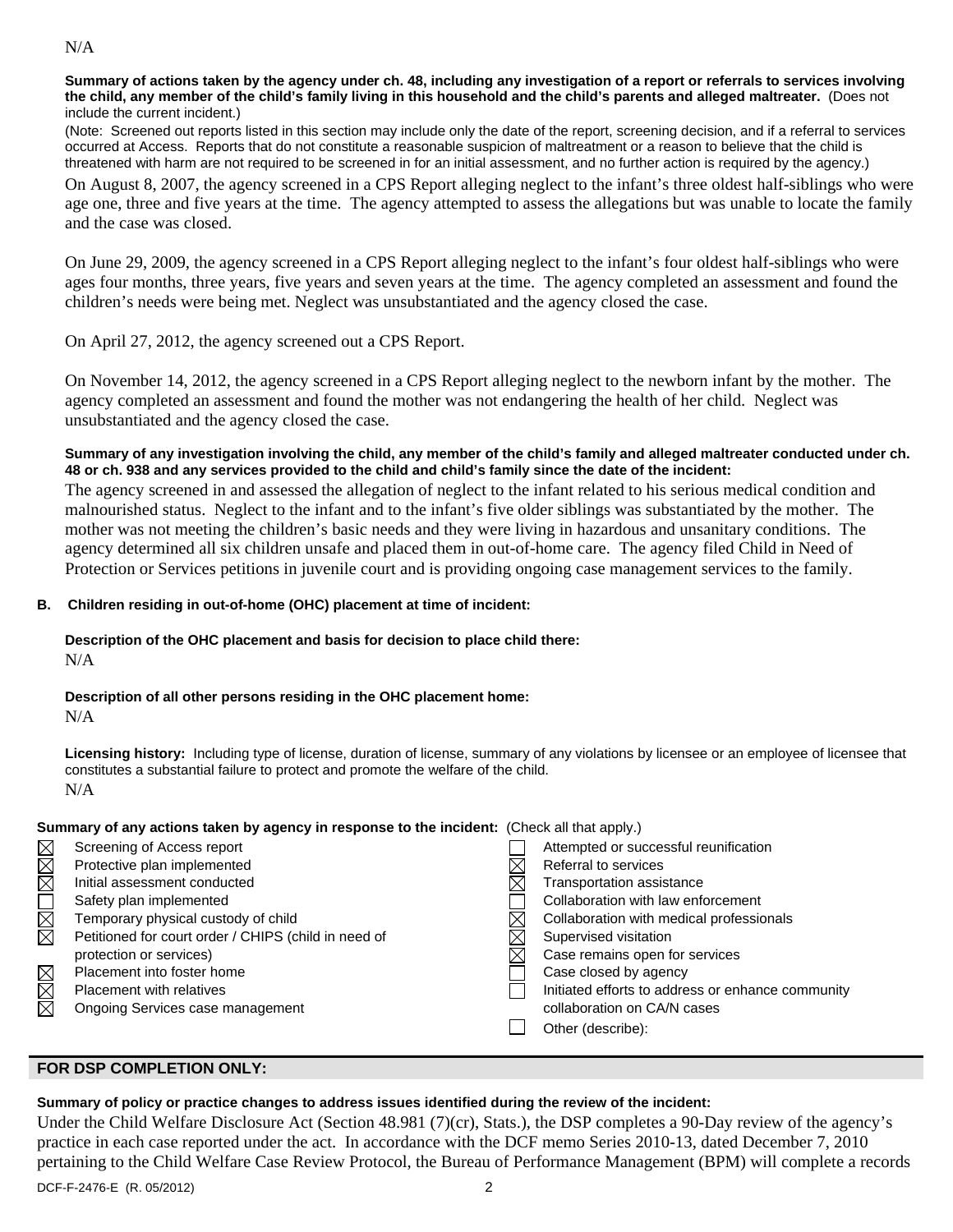N/A

**Summary of actions taken by the agency under ch. 48, including any investigation of a report or referrals to services involving the child, any member of the child's family living in this household and the child's parents and alleged maltreater.** (Does not include the current incident.)

(Note: Screened out reports listed in this section may include only the date of the report, screening decision, and if a referral to services occurred at Access. Reports that do not constitute a reasonable suspicion of maltreatment or a reason to believe that the child is threatened with harm are not required to be screened in for an initial assessment, and no further action is required by the agency.)

On August 8, 2007, the agency screened in a CPS Report alleging neglect to the infant's three oldest half-siblings who were age one, three and five years at the time. The agency attempted to assess the allegations but was unable to locate the family and the case was closed.

On June 29, 2009, the agency screened in a CPS Report alleging neglect to the infant's four oldest half-siblings who were ages four months, three years, five years and seven years at the time. The agency completed an assessment and found the children's needs were being met. Neglect was unsubstantiated and the agency closed the case.

On April 27, 2012, the agency screened out a CPS Report.

On November 14, 2012, the agency screened in a CPS Report alleging neglect to the newborn infant by the mother. The agency completed an assessment and found the mother was not endangering the health of her child. Neglect was unsubstantiated and the agency closed the case.

**Summary of any investigation involving the child, any member of the child's family and alleged maltreater conducted under ch. 48 or ch. 938 and any services provided to the child and child's family since the date of the incident:**

The agency screened in and assessed the allegation of neglect to the infant related to his serious medical condition and malnourished status. Neglect to the infant and to the infant's five older siblings was substantiated by the mother. The mother was not meeting the children's basic needs and they were living in hazardous and unsanitary conditions. The agency determined all six children unsafe and placed them in out-of-home care. The agency filed Child in Need of Protection or Services petitions in juvenile court and is providing ongoing case management services to the family.

**B. Children residing in out-of-home (OHC) placement at time of incident:**

**Description of the OHC placement and basis for decision to place child there:**

N/A

**Description of all other persons residing in the OHC placement home:**

N/A

**Licensing history:** Including type of license, duration of license, summary of any violations by licensee or an employee of licensee that constitutes a substantial failure to protect and promote the welfare of the child.

N/A

**Summary of any actions taken by agency in response to the incident:** (Check all that apply.)

- ☒ Screening of Access report
- ☒ Protective plan implemented
- ☒ Initial assessment conducted
- ☐ Safety plan implemented
- ☒ Temporary physical custody of child
- ☒ Petitioned for court order / CHIPS (child in need of protection or services)
- ☒ Placement into foster home
- ☒ Placement with relatives
- ☒ Ongoing Services case management
- ☐ Attempted or successful reunification
- ☒ Referral to services
- ☒ Transportation assistance
- ☐ Collaboration with law enforcement
- ☒ Collaboration with medical professionals
- ☒ Supervised visitation
- ☒ Case remains open for services
- ☐ Case closed by agency
- ☐ Initiated efforts to address or enhance community collaboration on CA/N cases
- ☐ Other (describe):

## FOR DSP COMPLETION ONLY:

**Summary of policy or practice changes to address issues identified during the review of the incident:**

Under the Child Welfare Disclosure Act (Section 48.981 (7)(cr), Stats.), the DSP completes a 90-Day review of the agency's practice in each case reported under the act. In accordance with the DCF memo Series 2010-13, dated December 7, 2010 pertaining to the Child Welfare Case Review Protocol, the Bureau of Performance Management (BPM) will complete a records

DCF-F-2476-E (R. 05/2012)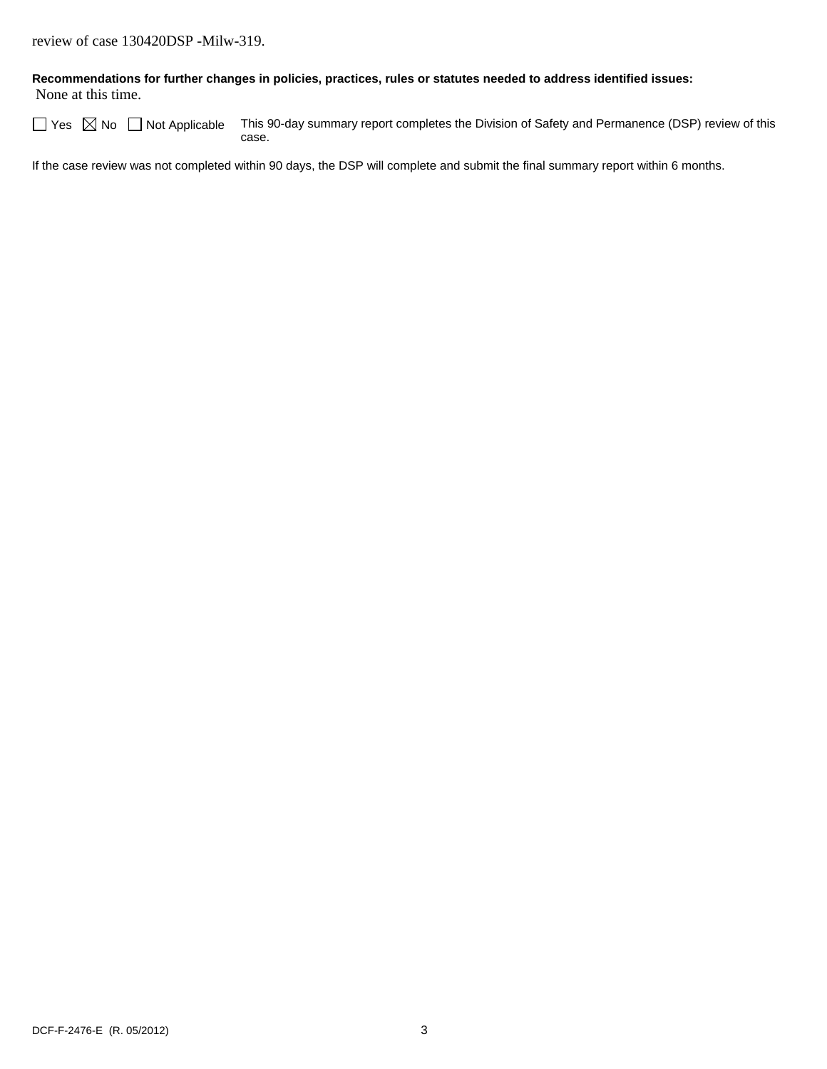review of case 130420DSP -Milw-319.

**Recommendations for further changes in policies, practices, rules or statutes needed to address identified issues:**

None at this time.

☐ Yes ☒ No ☐ Not Applicable This 90-day summary report completes the Division of Safety and Permanence (DSP) review of this case.

If the case review was not completed within 90 days, the DSP will complete and submit the final summary report within 6 months.

DCF-F-2476-E (R. 05/2012)